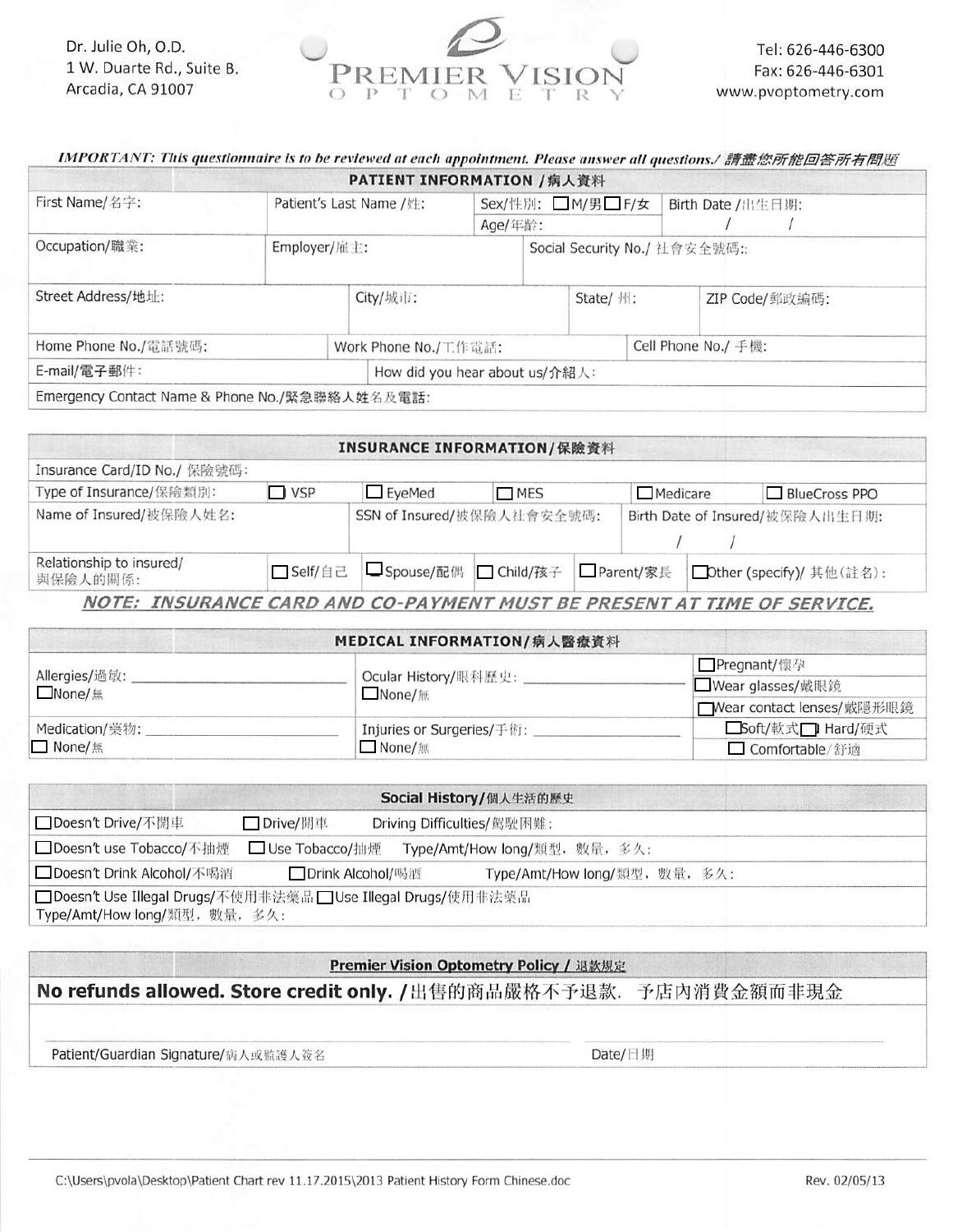Dr. Julie Oh, O.D.
1 W. Duarte Rd., Suite B.
Arcadia, CA 91007

PREMIER VISION OPTOMETRY

Tel: 626-446-6300
Fax: 626-446-6301
www.pvoptometry.com

***IMPORTANT: This questionnaire is to be reviewed at each appointment. Please answer all questions./ 請盡您所能回答所有問題***

## PATIENT INFORMATION /病人資料

| First Name/名字: | Patient's Last Name /姓: | Sex/性別: ☐M/男 ☐F/女<br>Age/年齡: | Birth Date /出生日期: / / |
|---|---|---|---|
| Occupation/職業: | Employer/雇主: | Social Security No./ 社會安全號碼:: | |
| Street Address/地址: | City/城市: | State/ 州: | ZIP Code/郵政編碼: |
| Home Phone No./電話號碼: | Work Phone No./工作電話: | Cell Phone No./ 手機: | |
| E-mail/電子郵件: | How did you hear about us/介紹人: | | |
| Emergency Contact Name & Phone No./緊急聯絡人姓名及電話: | | | |

## INSURANCE INFORMATION/保險資料

| Insurance Card/ID No./ 保險號碼: | | | | | |
|---|---|---|---|---|---|
| Type of Insurance/保險類別: | ☐ VSP | ☐ EyeMed | ☐ MES | ☐ Medicare | ☐ BlueCross PPO |
| Name of Insured/被保險人姓名: | | SSN of Insured/被保險人社會安全號碼: | | Birth Date of Insured/被保險人出生日期: / / | |
| Relationship to insured/與保險人的關係: | ☐ Self/自己 | ☐ Spouse/配偶 | ☐ Child/孩子 | ☐ Parent/家長 | ☐ Other (specify)/ 其他(註名): |

***NOTE: INSURANCE CARD AND CO-PAYMENT MUST BE PRESENT AT TIME OF SERVICE.***

## MEDICAL INFORMATION/病人醫療資料

| | | |
|---|---|---|
| Allergies/過敏: ____________<br>☐ None/無 | Ocular History/眼科歷史: ____________<br>☐ None/無 | ☐ Pregnant/懷孕<br>☐ Wear glasses/戴眼鏡<br>☐ Wear contact lenses/戴隱形眼鏡 |
| Medication/藥物: ____________<br>☐ None/無 | Injuries or Surgeries/手術: ____________<br>☐ None/無 | ☐ Soft/軟式 ☐ Hard/硬式<br>☐ Comfortable/舒適 |

## Social History/個人生活的歷史

| | | |
|---|---|---|
| ☐ Doesn't Drive/不開車 | ☐ Drive/開車 | Driving Difficulties/駕駛困難: |
| ☐ Doesn't use Tobacco/不抽煙 | ☐ Use Tobacco/抽煙 | Type/Amt/How long/類型, 數量, 多久: |
| ☐ Doesn't Drink Alcohol/不喝酒 | ☐ Drink Alcohol/喝酒 | Type/Amt/How long/類型, 數量, 多久: |
| ☐ Doesn't Use Illegal Drugs/不使用非法藥品 | ☐ Use Illegal Drugs/使用非法藥品 | Type/Amt/How long/類型, 數量, 多久: |

## Premier Vision Optometry Policy / 退款規定

**No refunds allowed. Store credit only. /**出售的商品嚴格不予退款. 予店內消費金額而非現金

Patient/Guardian Signature/病人或監護人簽名 ____________ Date/日期 ____________

C:\Users\pvola\Desktop\Patient Chart rev 11.17.2015\2013 Patient History Form Chinese.doc

Rev. 02/05/13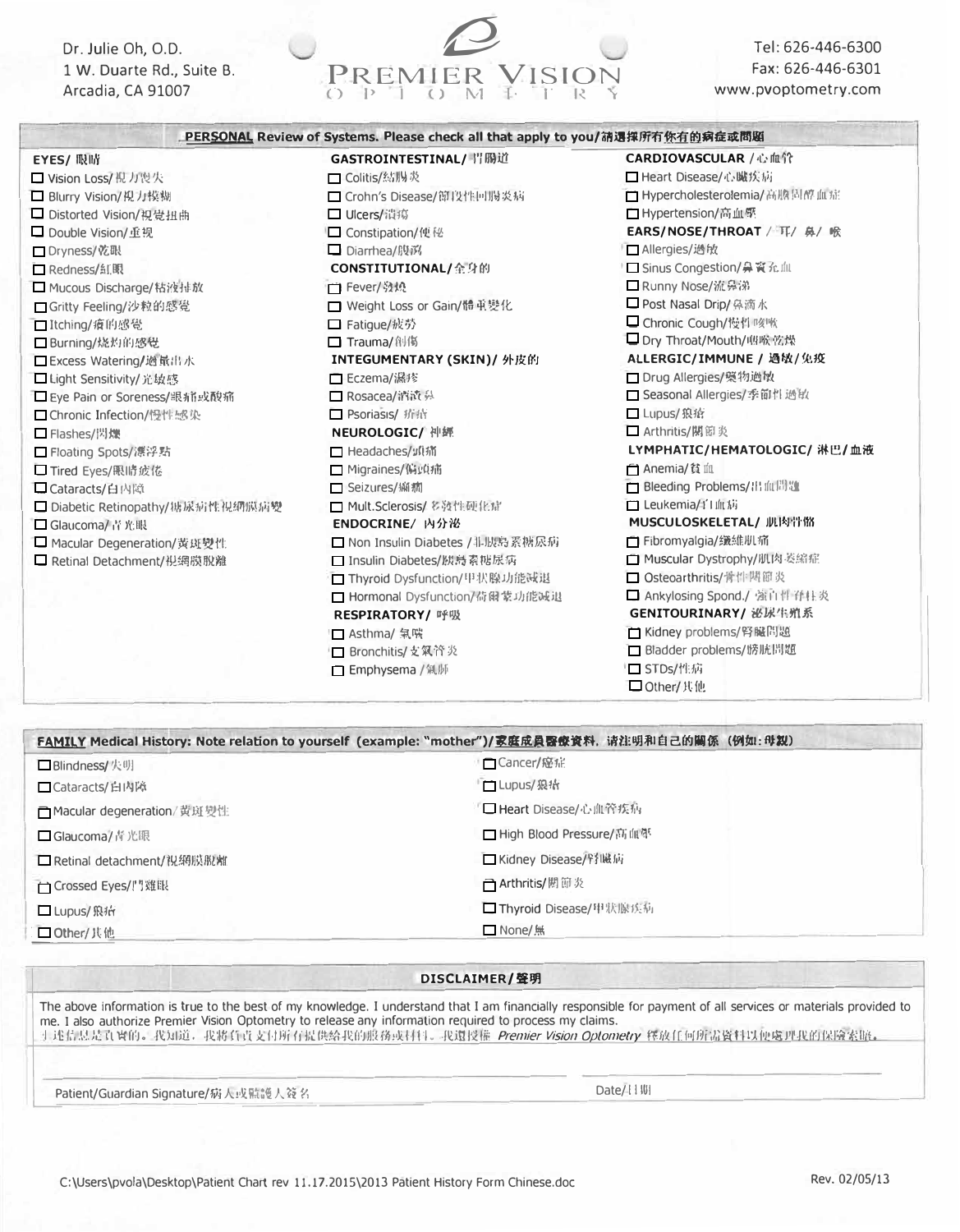Dr. Julie Oh, O.D.
1 W. Duarte Rd., Suite B.
Arcadia, CA 91007

PREMIER VISION
OPTOMETRY

Tel: 626-446-6300
Fax: 626-446-6301
www.pvoptometry.com

## PERSONAL Review of Systems. Please check all that apply to you/請選擇所有你有的病症或問題

**EYES/ 眼睛**

- ☐ Vision Loss/ 視力喪失
- ☐ Blurry Vision/ 視力模糊
- ☐ Distorted Vision/ 視覺扭曲
- ☐ Double Vision/ 重視
- ☐ Dryness/ 乾眼
- ☐ Redness/ 紅眼
- ☐ Mucous Discharge/ 粘液排放
- ☐ Gritty Feeling/ 沙粒的感覺
- ☐ Itching/ 痒的感覺
- ☐ Burning/ 烧灼的感覺
- ☐ Excess Watering/ 過量出水
- ☐ Light Sensitivity/ 光敏感
- ☐ Eye Pain or Soreness/ 眼痛或酸痛
- ☐ Chronic Infection/ 慢性感染
- ☐ Flashes/ 閃爍
- ☐ Floating Spots/ 漂浮點
- ☐ Tired Eyes/ 眼睛疲倦
- ☐ Cataracts/ 白內障
- ☐ Diabetic Retinopathy/ 糖尿病性視網膜病變
- ☐ Glaucoma/ 青光眼
- ☐ Macular Degeneration/ 黃斑變性
- ☐ Retinal Detachment/ 視網膜脫離

**GASTROINTESTINAL/ 胃腸道**

- ☐ Colitis/ 結腸炎
- ☐ Crohn's Disease/ 節段性回腸炎病
- ☐ Ulcers/ 潰瘍
- ☐ Constipation/ 便秘
- ☐ Diarrhea/ 腹瀉

**CONSTITUTIONAL/ 全身的**

- ☐ Fever/ 發燒
- ☐ Weight Loss or Gain/ 體重變化
- ☐ Fatigue/ 疲勞
- ☐ Trauma/ 創傷

**INTEGUMENTARY (SKIN)/ 外皮的**

- ☐ Eczema/ 濕疹
- ☐ Rosacea/ 酒渣鼻
- ☐ Psoriasis/ 痞培

**NEUROLOGIC/ 神經**

- ☐ Headaches/ 頭痛
- ☐ Migraines/ 偏頭痛
- ☐ Seizures/ 癲癇
- ☐ Mult.Sclerosis/ 多發性硬化症

**ENDOCRINE/ 內分泌**

- ☐ Non Insulin Diabetes / 非胰島素糖尿病
- ☐ Insulin Diabetes/ 胰島素糖尿病
- ☐ Thyroid Dysfunction/ 甲狀腺功能減退
- ☐ Hormonal Dysfunction/ 荷爾蒙功能減退

**RESPIRATORY/ 呼吸**

- ☐ Asthma/ 氣喘
- ☐ Bronchitis/ 支氣管炎
- ☐ Emphysema / 氣肺

**CARDIOVASCULAR / 心血管**

- ☐ Heart Disease/ 心臟疾病
- ☐ Hypercholesterolemia/ 高膽固醇血症
- ☐ Hypertension/ 高血壓

**EARS/NOSE/THROAT / 耳/ 鼻/ 喉**

- ☐ Allergies/ 過敏
- ☐ Sinus Congestion/ 鼻竇充血
- ☐ Runny Nose/ 流鼻涕
- ☐ Post Nasal Drip/ 鼻滴水
- ☐ Chronic Cough/ 慢性咳嗽
- ☐ Dry Throat/Mouth/ 咽喉乾燥

**ALLERGIC/IMMUNE / 過敏/ 免疫**

- ☐ Drug Allergies/ 藥物過敏
- ☐ Seasonal Allergies/ 季節性過敏
- ☐ Lupus/ 狼瘡
- ☐ Arthritis/ 關節炎

**LYMPHATIC/HEMATOLOGIC/ 淋巴/ 血液**

- ☐ Anemia/ 貧血
- ☐ Bleeding Problems/ 出血問題
- ☐ Leukemia/ 白血病

**MUSCULOSKELETAL/ 肌肉骨骼**

- ☐ Fibromyalgia/ 纖維肌痛
- ☐ Muscular Dystrophy/ 肌肉萎縮症
- ☐ Osteoarthritis/ 骨性關節炎
- ☐ Ankylosing Spond./ 強直性脊柱炎

**GENITOURINARY/ 泌尿生殖系**

- ☐ Kidney problems/ 腎臟問題
- ☐ Bladder problems/ 膀胱問題
- ☐ STDs/ 性病
- ☐ Other/ 其他

## FAMILY Medical History: Note relation to yourself (example: "mother")/ 家庭成員醫療資料. 請注明和自己的關係 (例如: 母親)

- ☐ Blindness/ 失明
- ☐ Cataracts/ 白內障
- ☐ Macular degeneration/ 黃斑變性
- ☐ Glaucoma/ 青光眼
- ☐ Retinal detachment/ 視網膜脫離
- ☐ Crossed Eyes/ 鬥雞眼
- ☐ Lupus/ 狼瘡
- ☐ Other/ 其他
- ☐ Cancer/ 癌症
- ☐ Lupus/ 狼瘡
- ☐ Heart Disease/ 心血管疾病
- ☐ High Blood Pressure/ 高血壓
- ☐ Kidney Disease/ 腎臟病
- ☐ Arthritis/ 關節炎
- ☐ Thyroid Disease/ 甲狀腺疾病
- ☐ None/ 無

## DISCLAIMER/ 聲明

The above information is true to the best of my knowledge. I understand that I am financially responsible for payment of all services or materials provided to me. I also authorize Premier Vision Optometry to release any information required to process my claims.
上述信息是真實的。我知道，我將負責支付所有提供給我的服務或材料。我還授權 *Premier Vision Optometry* 釋放任何所需資料以便處理我的保險索賠。

Patient/Guardian Signature/ 病人或監護人簽名 ______________________ Date/ 日期 ______________________

C:\Users\pvola\Desktop\Patient Chart rev 11.17.2015\2013 Patient History Form Chinese.doc

Rev. 02/05/13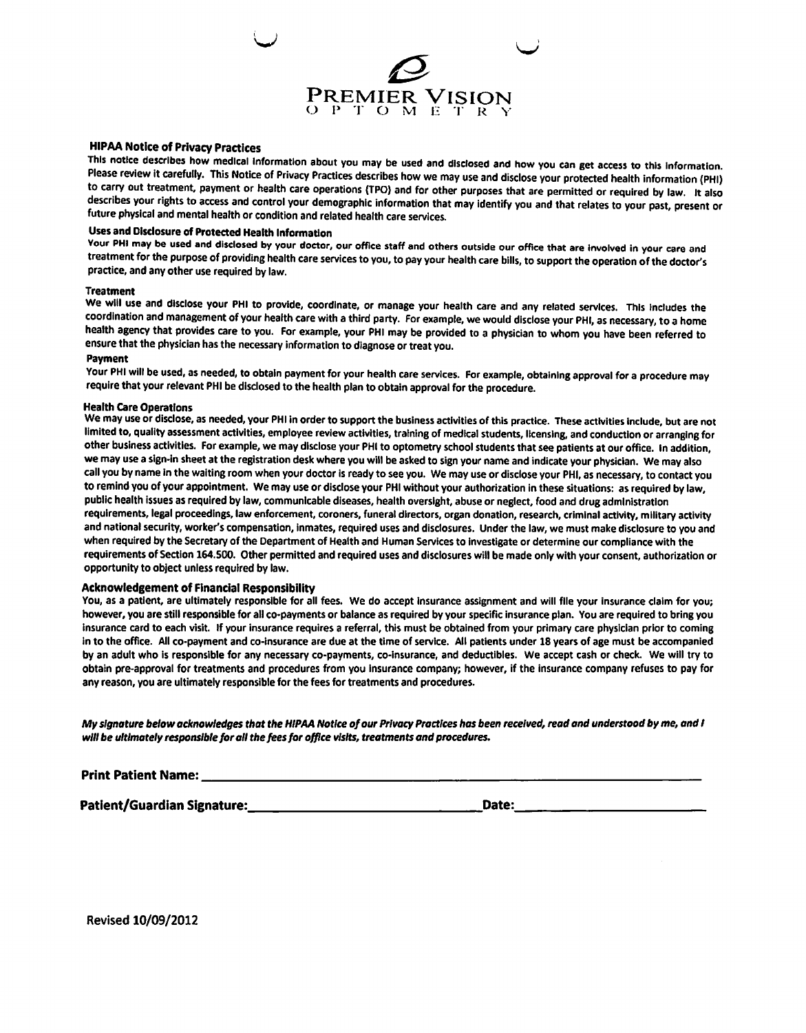# Premier Vision
## Optometry

### HIPAA Notice of Privacy Practices

This notice describes how medical information about you may be used and disclosed and how you can get access to this information. Please review it carefully. This Notice of Privacy Practices describes how we may use and disclose your protected health information (PHI) to carry out treatment, payment or health care operations (TPO) and for other purposes that are permitted or required by law. It also describes your rights to access and control your demographic information that may identify you and that relates to your past, present or future physical and mental health or condition and related health care services.

**Uses and Disclosure of Protected Health Information**

Your PHI may be used and disclosed by your doctor, our office staff and others outside our office that are involved in your care and treatment for the purpose of providing health care services to you, to pay your health care bills, to support the operation of the doctor's practice, and any other use required by law.

**Treatment**

We will use and disclose your PHI to provide, coordinate, or manage your health care and any related services. This includes the coordination and management of your health care with a third party. For example, we would disclose your PHI, as necessary, to a home health agency that provides care to you. For example, your PHI may be provided to a physician to whom you have been referred to ensure that the physician has the necessary information to diagnose or treat you.

**Payment**

Your PHI will be used, as needed, to obtain payment for your health care services. For example, obtaining approval for a procedure may require that your relevant PHI be disclosed to the health plan to obtain approval for the procedure.

**Health Care Operations**

We may use or disclose, as needed, your PHI in order to support the business activities of this practice. These activities include, but are not limited to, quality assessment activities, employee review activities, training of medical students, licensing, and conduction or arranging for other business activities. For example, we may disclose your PHI to optometry school students that see patients at our office. In addition, we may use a sign-in sheet at the registration desk where you will be asked to sign your name and indicate your physician. We may also call you by name in the waiting room when your doctor is ready to see you. We may use or disclose your PHI, as necessary, to contact you to remind you of your appointment. We may use or disclose your PHI without your authorization in these situations: as required by law, public health issues as required by law, communicable diseases, health oversight, abuse or neglect, food and drug administration requirements, legal proceedings, law enforcement, coroners, funeral directors, organ donation, research, criminal activity, military activity and national security, worker's compensation, inmates, required uses and disclosures. Under the law, we must make disclosure to you and when required by the Secretary of the Department of Health and Human Services to investigate or determine our compliance with the requirements of Section 164.500. Other permitted and required uses and disclosures will be made only with your consent, authorization or opportunity to object unless required by law.

### Acknowledgement of Financial Responsibility

You, as a patient, are ultimately responsible for all fees. We do accept insurance assignment and will file your insurance claim for you; however, you are still responsible for all co-payments or balance as required by your specific insurance plan. You are required to bring you insurance card to each visit. If your insurance requires a referral, this must be obtained from your primary care physician prior to coming in to the office. All co-payment and co-insurance are due at the time of service. All patients under 18 years of age must be accompanied by an adult who is responsible for any necessary co-payments, co-insurance, and deductibles. We accept cash or check. We will try to obtain pre-approval for treatments and procedures from you insurance company; however, if the insurance company refuses to pay for any reason, you are ultimately responsible for the fees for treatments and procedures.

***My signature below acknowledges that the HIPAA Notice of our Privacy Practices has been received, read and understood by me, and I will be ultimately responsible for all the fees for office visits, treatments and procedures.***

**Print Patient Name:** ______________________________________________

**Patient/Guardian Signature:** ______________________ **Date:** ______________

Revised 10/09/2012